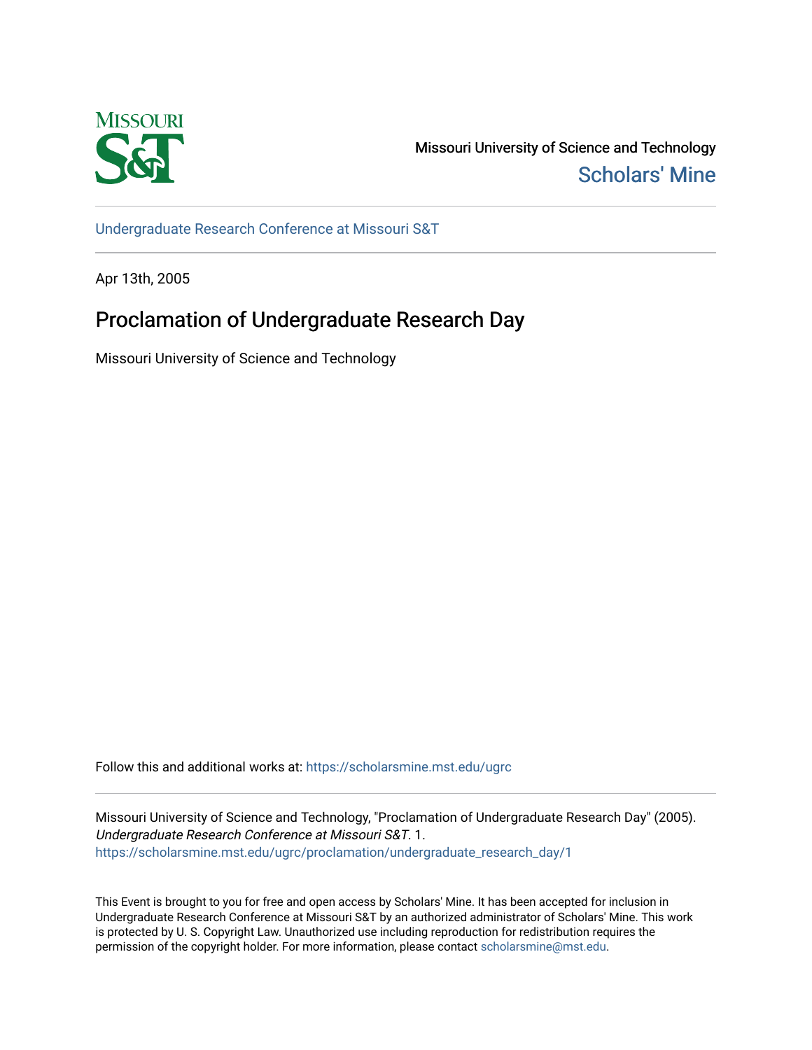Missouri University of Science and Technology

Scholars' Mine

Undergraduate Research Conference at Missouri S&T

Apr 13th, 2005

# Proclamation of Undergraduate Research Day

Missouri University of Science and Technology

Follow this and additional works at: https://scholarsmine.mst.edu/ugrc

Missouri University of Science and Technology, "Proclamation of Undergraduate Research Day" (2005). *Undergraduate Research Conference at Missouri S&T*. 1.
https://scholarsmine.mst.edu/ugrc/proclamation/undergraduate_research_day/1

This Event is brought to you for free and open access by Scholars' Mine. It has been accepted for inclusion in Undergraduate Research Conference at Missouri S&T by an authorized administrator of Scholars' Mine. This work is protected by U. S. Copyright Law. Unauthorized use including reproduction for redistribution requires the permission of the copyright holder. For more information, please contact scholarsmine@mst.edu.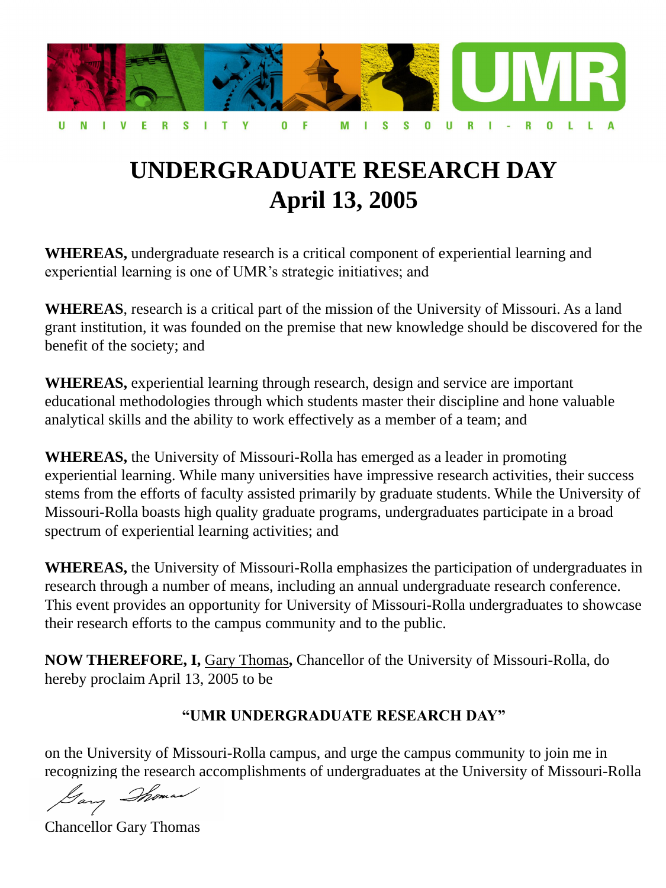UMR

UNIVERSITY OF MISSOURI-ROLLA

# UNDERGRADUATE RESEARCH DAY
# April 13, 2005

**WHEREAS,** undergraduate research is a critical component of experiential learning and experiential learning is one of UMR's strategic initiatives; and

**WHEREAS**, research is a critical part of the mission of the University of Missouri. As a land grant institution, it was founded on the premise that new knowledge should be discovered for the benefit of the society; and

**WHEREAS,** experiential learning through research, design and service are important educational methodologies through which students master their discipline and hone valuable analytical skills and the ability to work effectively as a member of a team; and

**WHEREAS,** the University of Missouri-Rolla has emerged as a leader in promoting experiential learning. While many universities have impressive research activities, their success stems from the efforts of faculty assisted primarily by graduate students. While the University of Missouri-Rolla boasts high quality graduate programs, undergraduates participate in a broad spectrum of experiential learning activities; and

**WHEREAS,** the University of Missouri-Rolla emphasizes the participation of undergraduates in research through a number of means, including an annual undergraduate research conference. This event provides an opportunity for University of Missouri-Rolla undergraduates to showcase their research efforts to the campus community and to the public.

**NOW THEREFORE, I,** Gary Thomas**,** Chancellor of the University of Missouri-Rolla, do hereby proclaim April 13, 2005 to be

**"UMR UNDERGRADUATE RESEARCH DAY"**

on the University of Missouri-Rolla campus, and urge the campus community to join me in recognizing the research accomplishments of undergraduates at the University of Missouri-Rolla

Chancellor Gary Thomas